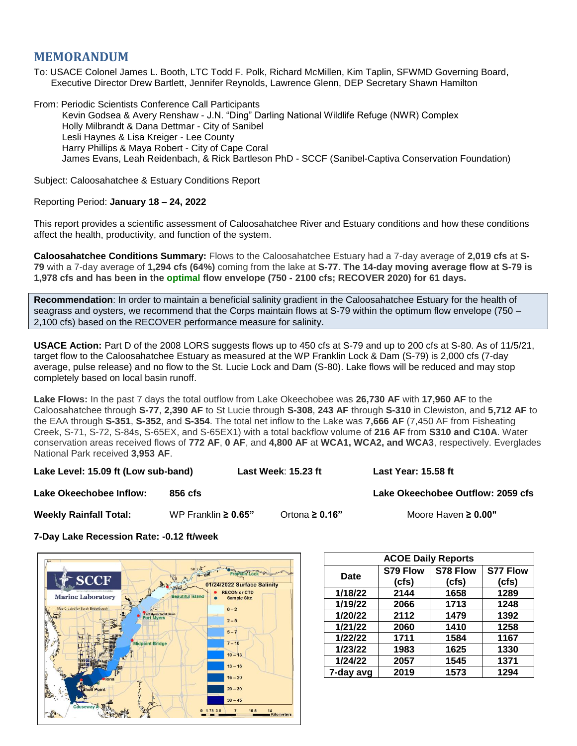# MEMORANDUM

To: USACE Colonel James L. Booth, LTC Todd F. Polk, Richard McMillen, Kim Taplin, SFWMD Governing Board, Executive Director Drew Bartlett, Jennifer Reynolds, Lawrence Glenn, DEP Secretary Shawn Hamilton

From: Periodic Scientists Conference Call Participants
Kevin Godsea & Avery Renshaw - J.N. "Ding" Darling National Wildlife Refuge (NWR) Complex
Holly Milbrandt & Dana Dettmar - City of Sanibel
Lesli Haynes & Lisa Kreiger - Lee County
Harry Phillips & Maya Robert - City of Cape Coral
James Evans, Leah Reidenbach, & Rick Bartleson PhD - SCCF (Sanibel-Captiva Conservation Foundation)

Subject: Caloosahatchee & Estuary Conditions Report

Reporting Period: **January 18 – 24, 2022**

This report provides a scientific assessment of Caloosahatchee River and Estuary conditions and how these conditions affect the health, productivity, and function of the system.

**Caloosahatchee Conditions Summary:** Flows to the Caloosahatchee Estuary had a 7-day average of **2,019 cfs** at **S-79** with a 7-day average of **1,294 cfs (64%)** coming from the lake at **S-77**. **The 14-day moving average flow at S-79 is 1,978 cfs and has been in the optimal flow envelope (750 - 2100 cfs; RECOVER 2020) for 61 days.**

**Recommendation**: In order to maintain a beneficial salinity gradient in the Caloosahatchee Estuary for the health of seagrass and oysters, we recommend that the Corps maintain flows at S-79 within the optimum flow envelope (750 – 2,100 cfs) based on the RECOVER performance measure for salinity.

**USACE Action:** Part D of the 2008 LORS suggests flows up to 450 cfs at S-79 and up to 200 cfs at S-80. As of 11/5/21, target flow to the Caloosahatchee Estuary as measured at the WP Franklin Lock & Dam (S-79) is 2,000 cfs (7-day average, pulse release) and no flow to the St. Lucie Lock and Dam (S-80). Lake flows will be reduced and may stop completely based on local basin runoff.

**Lake Flows:** In the past 7 days the total outflow from Lake Okeechobee was **26,730 AF** with **17,960 AF** to the Caloosahatchee through **S-77**, **2,390 AF** to St Lucie through **S-308**, **243 AF** through **S-310** in Clewiston, and **5,712 AF** to the EAA through **S-351**, **S-352**, and **S-354**. The total net inflow to the Lake was **7,666 AF** (7,450 AF from Fisheating Creek, S-71, S-72, S-84s, S-65EX, and S-65EX1) with a total backflow volume of **216 AF** from **S310 and C10A**. Water conservation areas received flows of **772 AF**, **0 AF**, and **4,800 AF** at **WCA1, WCA2, and WCA3**, respectively. Everglades National Park received **3,953 AF**.

**Lake Level: 15.09 ft (Low sub-band)** | **Last Week**: **15.23 ft** | **Last Year: 15.58 ft**

**Lake Okeechobee Inflow:** **856 cfs** | **Lake Okeechobee Outflow: 2059 cfs**

**Weekly Rainfall Total:** WP Franklin **≥ 0.65"** | Ortona **≥ 0.16"** | Moore Haven **≥ 0.00"**

**7-Day Lake Recession Rate: -0.12 ft/week**

| ACOE Daily Reports | | | |
|---|---|---|---|
| **Date** | **S79 Flow (cfs)** | **S78 Flow (cfs)** | **S77 Flow (cfs)** |
| 1/18/22 | 2144 | 1658 | 1289 |
| 1/19/22 | 2066 | 1713 | 1248 |
| 1/20/22 | 2112 | 1479 | 1392 |
| 1/21/22 | 2060 | 1410 | 1258 |
| 1/22/22 | 1711 | 1584 | 1167 |
| 1/23/22 | 1983 | 1625 | 1330 |
| 1/24/22 | 2057 | 1545 | 1371 |
| 7-day avg | 2019 | 1573 | 1294 |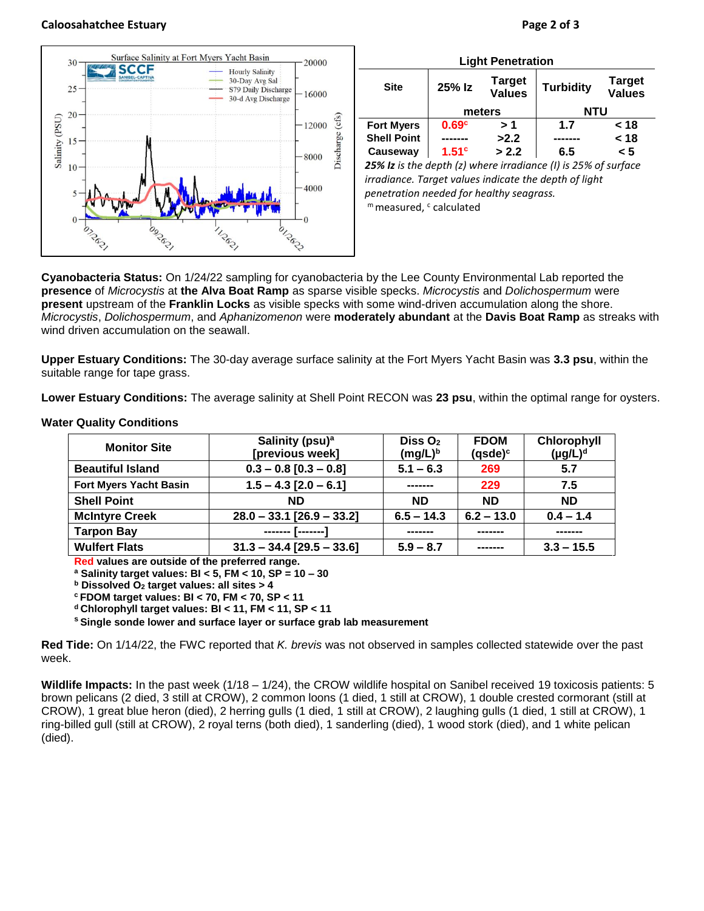| Site | 25% Iz | Target Values | Turbidity | Target Values |
|---|---|---|---|---|
| | meters | | NTU | |
| Fort Myers | 0.69[c] | > 1 | 1.7 | < 18 |
| Shell Point | ------- | >2.2 | ------- | < 18 |
| Causeway | 1.51[c] | > 2.2 | 6.5 | < 5 |

**Light Penetration**

***25% Iz*** *is the depth (z) where irradiance (I) is 25% of surface irradiance. Target values indicate the depth of light penetration needed for healthy seagrass.*

[m] measured, [c] calculated

**Cyanobacteria Status:** On 1/24/22 sampling for cyanobacteria by the Lee County Environmental Lab reported the **presence** of *Microcystis* at **the Alva Boat Ramp** as sparse visible specks. *Microcystis* and *Dolichospermum* were **present** upstream of the **Franklin Locks** as visible specks with some wind-driven accumulation along the shore. *Microcystis*, *Dolichospermum*, and *Aphanizomenon* were **moderately abundant** at the **Davis Boat Ramp** as streaks with wind driven accumulation on the seawall.

**Upper Estuary Conditions:** The 30-day average surface salinity at the Fort Myers Yacht Basin was **3.3 psu**, within the suitable range for tape grass.

**Lower Estuary Conditions:** The average salinity at Shell Point RECON was **23 psu**, within the optimal range for oysters.

**Water Quality Conditions**

| Monitor Site | Salinity (psu)[a] [previous week] | Diss $O_2$ (mg/L)[b] | FDOM (qsde)[c] | Chlorophyll (µg/L)[d] |
|---|---|---|---|---|
| Beautiful Island | 0.3 – 0.8 [0.3 – 0.8] | 5.1 – 6.3 | 269 | 5.7 |
| Fort Myers Yacht Basin | 1.5 – 4.3 [2.0 – 6.1] | ------- | 229 | 7.5 |
| Shell Point | ND | ND | ND | ND |
| McIntyre Creek | 28.0 – 33.1 [26.9 – 33.2] | 6.5 – 14.3 | 6.2 – 13.0 | 0.4 – 1.4 |
| Tarpon Bay | ------- [-------] | ------- | ------- | ------- |
| Wulfert Flats | 31.3 – 34.4 [29.5 – 33.6] | 5.9 – 8.7 | ------- | 3.3 – 15.5 |

**Red values are outside of the preferred range.**
**[a] Salinity target values: BI < 5, FM < 10, SP = 10 – 30**
**[b] Dissolved $O_2$ target values: all sites > 4**
**[c] FDOM target values: BI < 70, FM < 70, SP < 11**
**[d] Chlorophyll target values: BI < 11, FM < 11, SP < 11**
**[s] Single sonde lower and surface layer or surface grab lab measurement**

**Red Tide:** On 1/14/22, the FWC reported that *K. brevis* was not observed in samples collected statewide over the past week.

**Wildlife Impacts:** In the past week (1/18 – 1/24), the CROW wildlife hospital on Sanibel received 19 toxicosis patients: 5 brown pelicans (2 died, 3 still at CROW), 2 common loons (1 died, 1 still at CROW), 1 double crested cormorant (still at CROW), 1 great blue heron (died), 2 herring gulls (1 died, 1 still at CROW), 2 laughing gulls (1 died, 1 still at CROW), 1 ring-billed gull (still at CROW), 2 royal terns (both died), 1 sanderling (died), 1 wood stork (died), and 1 white pelican (died).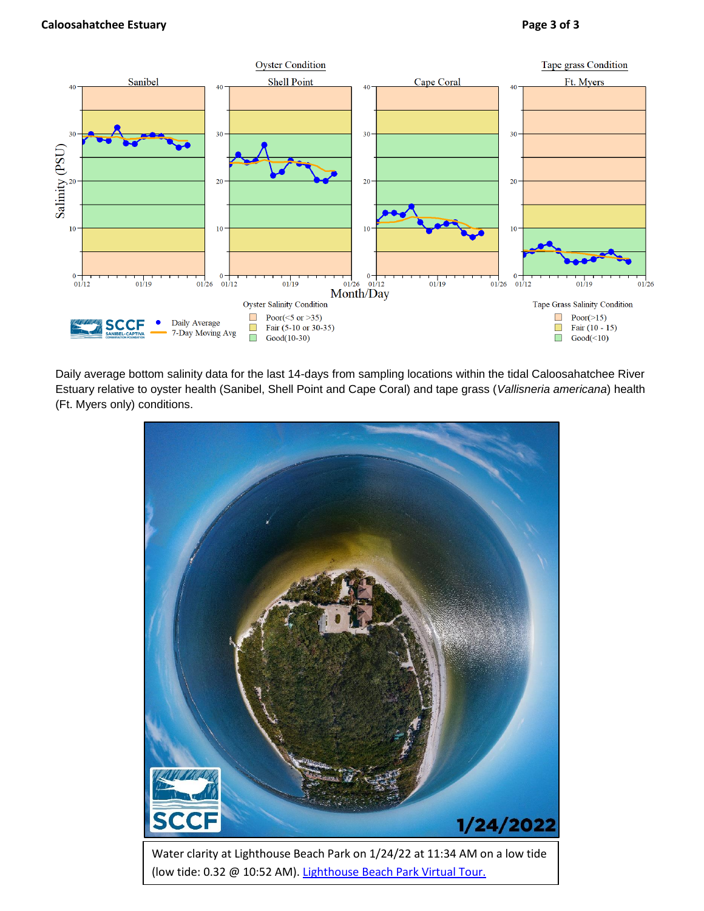Oyster Condition

Tape grass Condition

Sanibel

Shell Point

Cape Coral

Ft. Myers

Salinity (PSU)

0
10
20
30
40

01/12
01/19
01/26

Month/Day

SCCF SANIBEL-CAPTIVA CONSERVATION FOUNDATION

Daily Average
7-Day Moving Avg

Oyster Salinity Condition
Poor(<5 or >35)
Fair (5-10 or 30-35)
Good(10-30)

Tape Grass Salinity Condition
Poor(>15)
Fair (10 - 15)
Good(<10)

Daily average bottom salinity data for the last 14-days from sampling locations within the tidal Caloosahatchee River Estuary relative to oyster health (Sanibel, Shell Point and Cape Coral) and tape grass (*Vallisneria americana*) health (Ft. Myers only) conditions.

SCCF

1/24/2022

Water clarity at Lighthouse Beach Park on 1/24/22 at 11:34 AM on a low tide (low tide: 0.32 @ 10:52 AM). Lighthouse Beach Park Virtual Tour.